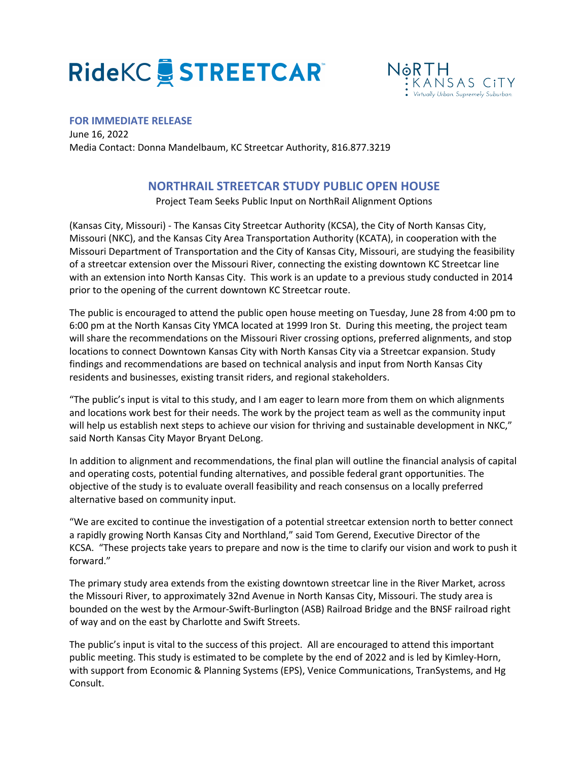RideKC STREETCAR

NORTH KANSAS CITY
*Virtually Urban. Supremely Suburban.*

**FOR IMMEDIATE RELEASE**
June 16, 2022
Media Contact: Donna Mandelbaum, KC Streetcar Authority, 816.877.3219

## NORTHRAIL STREETCAR STUDY PUBLIC OPEN HOUSE

Project Team Seeks Public Input on NorthRail Alignment Options

(Kansas City, Missouri) - The Kansas City Streetcar Authority (KCSA), the City of North Kansas City, Missouri (NKC), and the Kansas City Area Transportation Authority (KCATA), in cooperation with the Missouri Department of Transportation and the City of Kansas City, Missouri, are studying the feasibility of a streetcar extension over the Missouri River, connecting the existing downtown KC Streetcar line with an extension into North Kansas City. This work is an update to a previous study conducted in 2014 prior to the opening of the current downtown KC Streetcar route.

The public is encouraged to attend the public open house meeting on Tuesday, June 28 from 4:00 pm to 6:00 pm at the North Kansas City YMCA located at 1999 Iron St. During this meeting, the project team will share the recommendations on the Missouri River crossing options, preferred alignments, and stop locations to connect Downtown Kansas City with North Kansas City via a Streetcar expansion. Study findings and recommendations are based on technical analysis and input from North Kansas City residents and businesses, existing transit riders, and regional stakeholders.

"The public's input is vital to this study, and I am eager to learn more from them on which alignments and locations work best for their needs. The work by the project team as well as the community input will help us establish next steps to achieve our vision for thriving and sustainable development in NKC," said North Kansas City Mayor Bryant DeLong.

In addition to alignment and recommendations, the final plan will outline the financial analysis of capital and operating costs, potential funding alternatives, and possible federal grant opportunities. The objective of the study is to evaluate overall feasibility and reach consensus on a locally preferred alternative based on community input.

"We are excited to continue the investigation of a potential streetcar extension north to better connect a rapidly growing North Kansas City and Northland," said Tom Gerend, Executive Director of the KCSA. "These projects take years to prepare and now is the time to clarify our vision and work to push it forward."

The primary study area extends from the existing downtown streetcar line in the River Market, across the Missouri River, to approximately 32nd Avenue in North Kansas City, Missouri. The study area is bounded on the west by the Armour-Swift-Burlington (ASB) Railroad Bridge and the BNSF railroad right of way and on the east by Charlotte and Swift Streets.

The public's input is vital to the success of this project. All are encouraged to attend this important public meeting. This study is estimated to be complete by the end of 2022 and is led by Kimley-Horn, with support from Economic & Planning Systems (EPS), Venice Communications, TranSystems, and Hg Consult.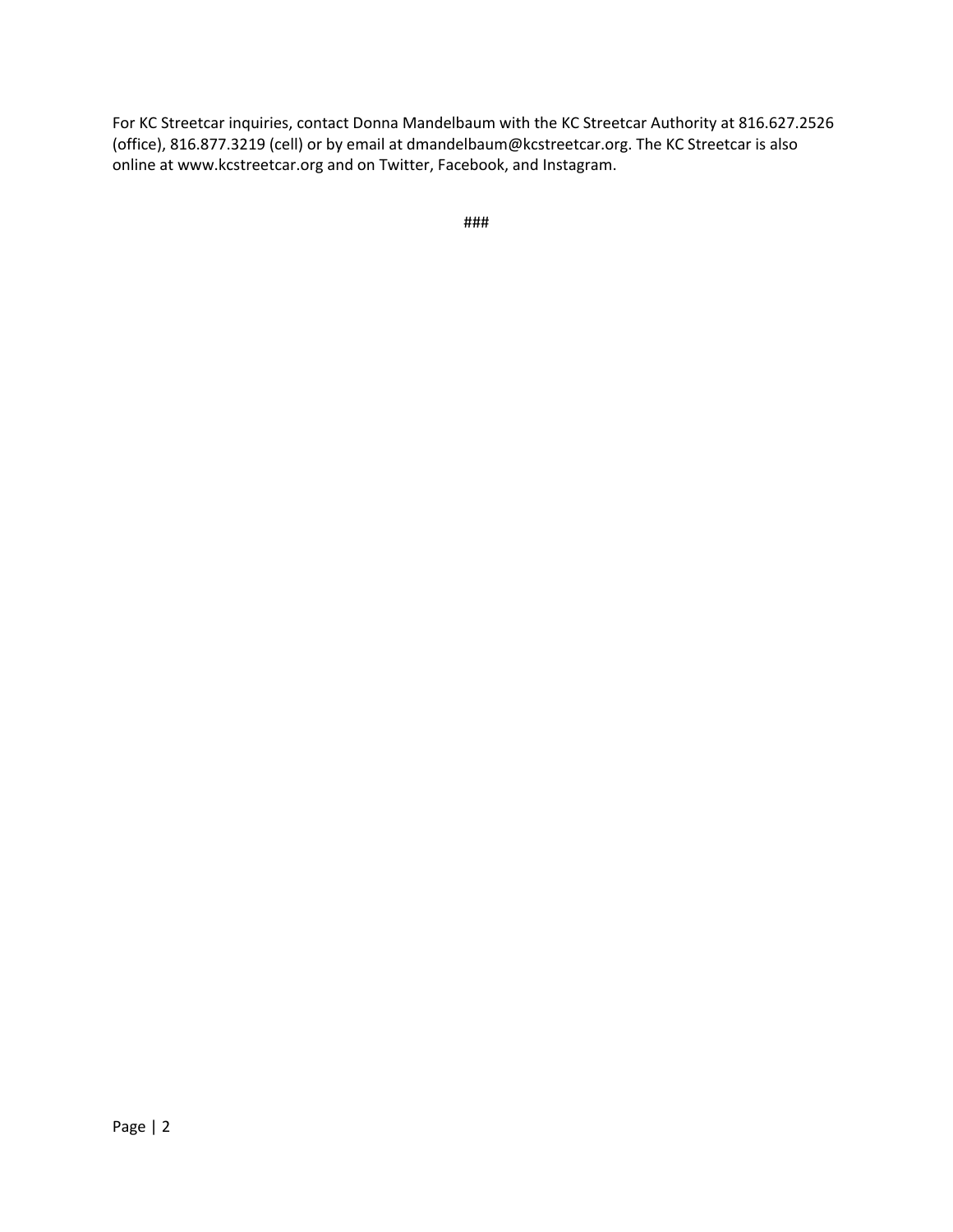For KC Streetcar inquiries, contact Donna Mandelbaum with the KC Streetcar Authority at 816.627.2526 (office), 816.877.3219 (cell) or by email at dmandelbaum@kcstreetcar.org. The KC Streetcar is also online at www.kcstreetcar.org and on Twitter, Facebook, and Instagram.

###